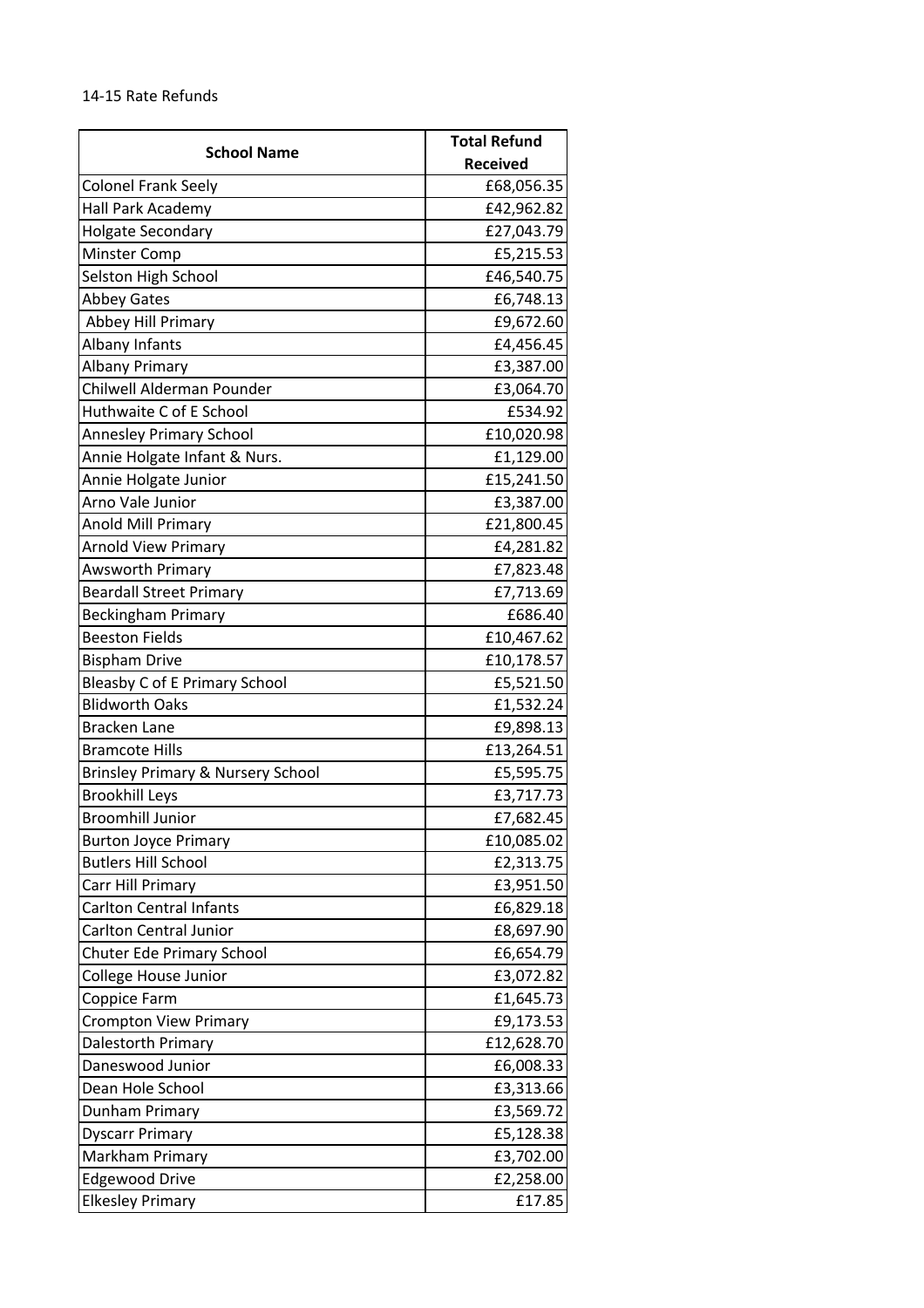14-15 Rate Refunds

| School Name | Total Refund Received |
|---|---|
| Colonel Frank Seely | £68,056.35 |
| Hall Park Academy | £42,962.82 |
| Holgate Secondary | £27,043.79 |
| Minster Comp | £5,215.53 |
| Selston High School | £46,540.75 |
| Abbey Gates | £6,748.13 |
| Abbey Hill Primary | £9,672.60 |
| Albany Infants | £4,456.45 |
| Albany Primary | £3,387.00 |
| Chilwell Alderman Pounder | £3,064.70 |
| Huthwaite C of E School | £534.92 |
| Annesley Primary School | £10,020.98 |
| Annie Holgate Infant & Nurs. | £1,129.00 |
| Annie Holgate Junior | £15,241.50 |
| Arno Vale Junior | £3,387.00 |
| Anold Mill Primary | £21,800.45 |
| Arnold View Primary | £4,281.82 |
| Awsworth Primary | £7,823.48 |
| Beardall Street Primary | £7,713.69 |
| Beckingham Primary | £686.40 |
| Beeston Fields | £10,467.62 |
| Bispham Drive | £10,178.57 |
| Bleasby C of E Primary School | £5,521.50 |
| Blidworth Oaks | £1,532.24 |
| Bracken Lane | £9,898.13 |
| Bramcote Hills | £13,264.51 |
| Brinsley Primary & Nursery School | £5,595.75 |
| Brookhill Leys | £3,717.73 |
| Broomhill Junior | £7,682.45 |
| Burton Joyce Primary | £10,085.02 |
| Butlers Hill School | £2,313.75 |
| Carr Hill Primary | £3,951.50 |
| Carlton Central Infants | £6,829.18 |
| Carlton Central Junior | £8,697.90 |
| Chuter Ede Primary School | £6,654.79 |
| College House Junior | £3,072.82 |
| Coppice Farm | £1,645.73 |
| Crompton View Primary | £9,173.53 |
| Dalestorth Primary | £12,628.70 |
| Daneswood Junior | £6,008.33 |
| Dean Hole School | £3,313.66 |
| Dunham Primary | £3,569.72 |
| Dyscarr Primary | £5,128.38 |
| Markham Primary | £3,702.00 |
| Edgewood Drive | £2,258.00 |
| Elkesley Primary | £17.85 |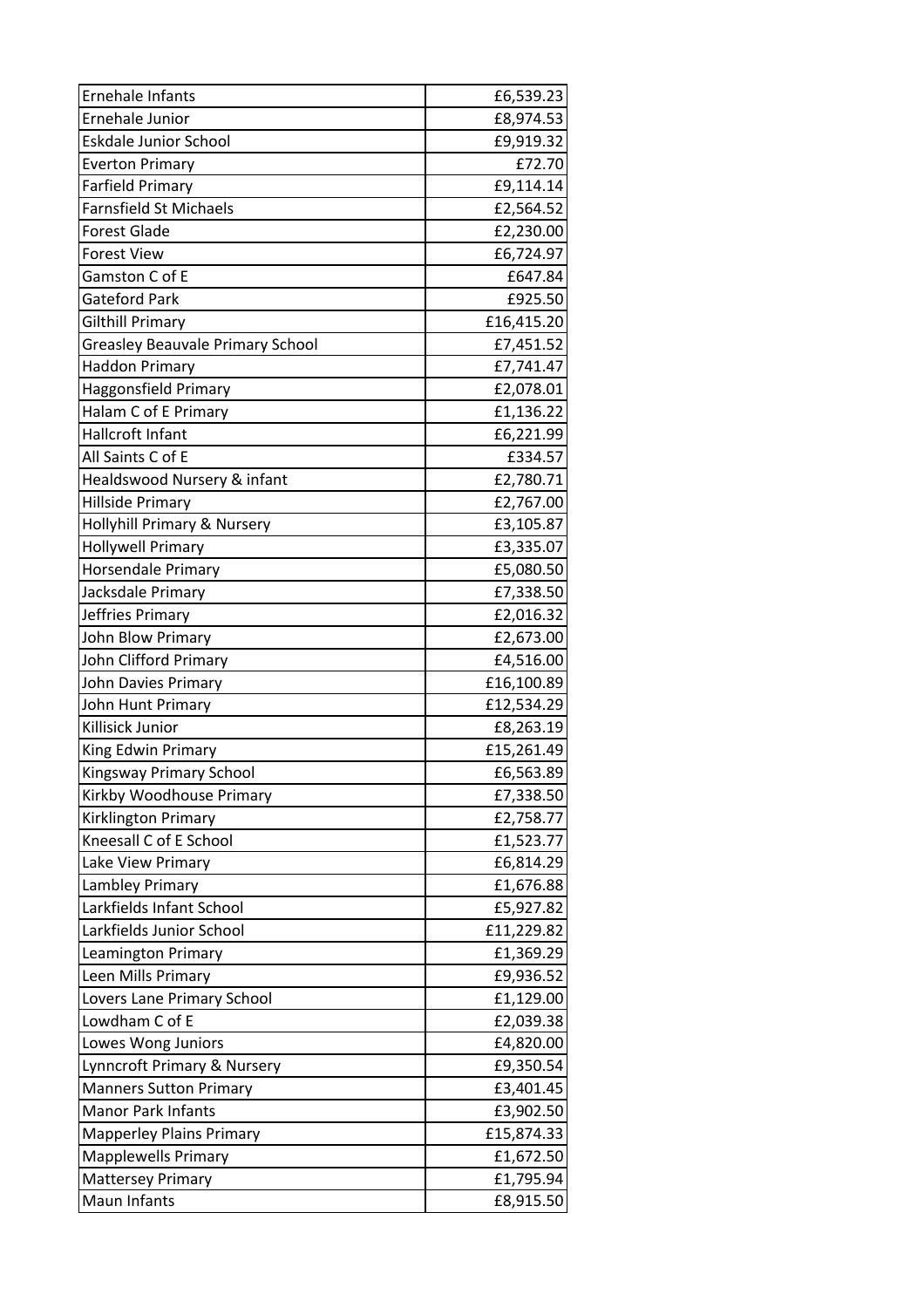| Ernehale Infants | £6,539.23 |
|---|---|
| Ernehale Junior | £8,974.53 |
| Eskdale Junior School | £9,919.32 |
| Everton Primary | £72.70 |
| Farfield Primary | £9,114.14 |
| Farnsfield St Michaels | £2,564.52 |
| Forest Glade | £2,230.00 |
| Forest View | £6,724.97 |
| Gamston C of E | £647.84 |
| Gateford Park | £925.50 |
| Gilthill Primary | £16,415.20 |
| Greasley Beauvale Primary School | £7,451.52 |
| Haddon Primary | £7,741.47 |
| Haggonsfield Primary | £2,078.01 |
| Halam C of E Primary | £1,136.22 |
| Hallcroft Infant | £6,221.99 |
| All Saints C of E | £334.57 |
| Healdswood Nursery & infant | £2,780.71 |
| Hillside Primary | £2,767.00 |
| Hollyhill Primary & Nursery | £3,105.87 |
| Hollywell Primary | £3,335.07 |
| Horsendale Primary | £5,080.50 |
| Jacksdale Primary | £7,338.50 |
| Jeffries Primary | £2,016.32 |
| John Blow Primary | £2,673.00 |
| John Clifford Primary | £4,516.00 |
| John Davies Primary | £16,100.89 |
| John Hunt Primary | £12,534.29 |
| Killisick Junior | £8,263.19 |
| King Edwin Primary | £15,261.49 |
| Kingsway Primary School | £6,563.89 |
| Kirkby Woodhouse Primary | £7,338.50 |
| Kirklington Primary | £2,758.77 |
| Kneesall C of E School | £1,523.77 |
| Lake View Primary | £6,814.29 |
| Lambley Primary | £1,676.88 |
| Larkfields Infant School | £5,927.82 |
| Larkfields Junior School | £11,229.82 |
| Leamington Primary | £1,369.29 |
| Leen Mills Primary | £9,936.52 |
| Lovers Lane Primary School | £1,129.00 |
| Lowdham C of E | £2,039.38 |
| Lowes Wong Juniors | £4,820.00 |
| Lynncroft Primary & Nursery | £9,350.54 |
| Manners Sutton Primary | £3,401.45 |
| Manor Park Infants | £3,902.50 |
| Mapperley Plains Primary | £15,874.33 |
| Mapplewells Primary | £1,672.50 |
| Mattersey Primary | £1,795.94 |
| Maun Infants | £8,915.50 |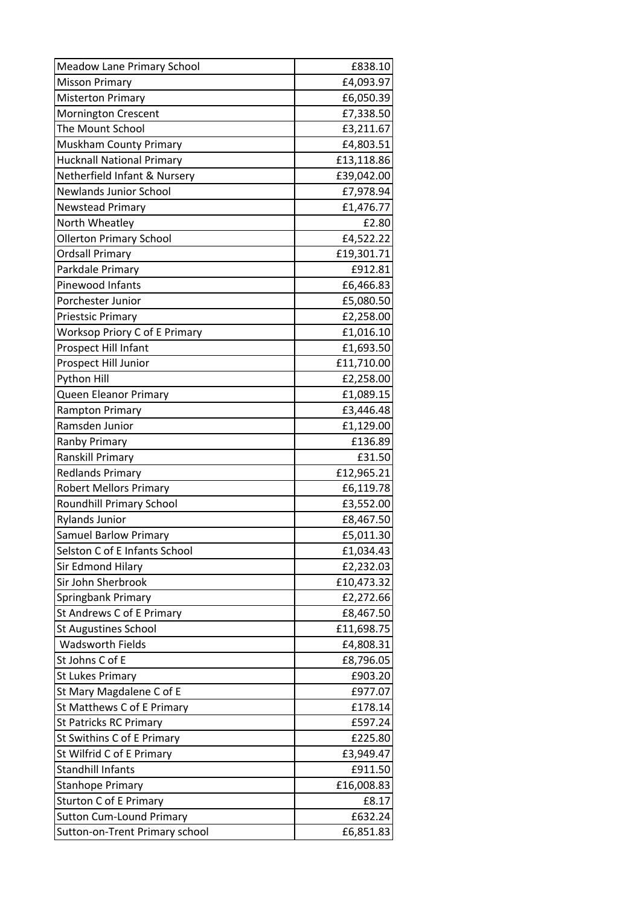| Meadow Lane Primary School | £838.10 |
|---|---|
| Misson Primary | £4,093.97 |
| Misterton Primary | £6,050.39 |
| Mornington Crescent | £7,338.50 |
| The Mount School | £3,211.67 |
| Muskham County Primary | £4,803.51 |
| Hucknall National Primary | £13,118.86 |
| Netherfield Infant & Nursery | £39,042.00 |
| Newlands Junior School | £7,978.94 |
| Newstead Primary | £1,476.77 |
| North Wheatley | £2.80 |
| Ollerton Primary School | £4,522.22 |
| Ordsall Primary | £19,301.71 |
| Parkdale Primary | £912.81 |
| Pinewood Infants | £6,466.83 |
| Porchester Junior | £5,080.50 |
| Priestsic Primary | £2,258.00 |
| Worksop Priory C of E Primary | £1,016.10 |
| Prospect Hill Infant | £1,693.50 |
| Prospect Hill Junior | £11,710.00 |
| Python Hill | £2,258.00 |
| Queen Eleanor Primary | £1,089.15 |
| Rampton Primary | £3,446.48 |
| Ramsden Junior | £1,129.00 |
| Ranby Primary | £136.89 |
| Ranskill Primary | £31.50 |
| Redlands Primary | £12,965.21 |
| Robert Mellors Primary | £6,119.78 |
| Roundhill Primary School | £3,552.00 |
| Rylands Junior | £8,467.50 |
| Samuel Barlow Primary | £5,011.30 |
| Selston C of E Infants School | £1,034.43 |
| Sir Edmond Hilary | £2,232.03 |
| Sir John Sherbrook | £10,473.32 |
| Springbank Primary | £2,272.66 |
| St Andrews C of E Primary | £8,467.50 |
| St Augustines School | £11,698.75 |
| Wadsworth Fields | £4,808.31 |
| St Johns C of E | £8,796.05 |
| St Lukes Primary | £903.20 |
| St Mary Magdalene C of E | £977.07 |
| St Matthews C of E Primary | £178.14 |
| St Patricks RC Primary | £597.24 |
| St Swithins C of E Primary | £225.80 |
| St Wilfrid C of E Primary | £3,949.47 |
| Standhill Infants | £911.50 |
| Stanhope Primary | £16,008.83 |
| Sturton C of E Primary | £8.17 |
| Sutton Cum-Lound Primary | £632.24 |
| Sutton-on-Trent Primary school | £6,851.83 |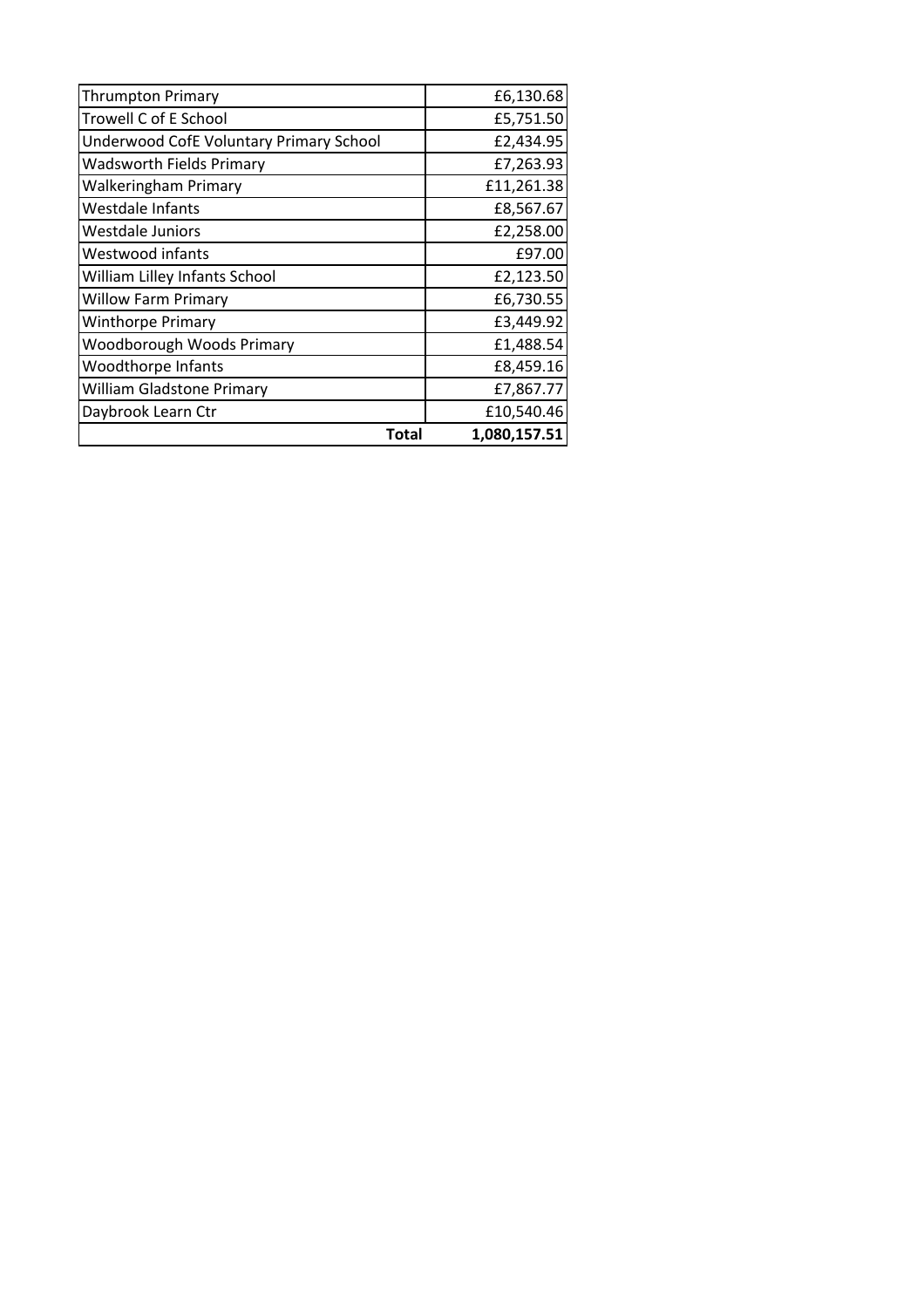| | |
|---|---|
| Thrumpton Primary | £6,130.68 |
| Trowell C of E School | £5,751.50 |
| Underwood CofE Voluntary Primary School | £2,434.95 |
| Wadsworth Fields Primary | £7,263.93 |
| Walkeringham Primary | £11,261.38 |
| Westdale Infants | £8,567.67 |
| Westdale Juniors | £2,258.00 |
| Westwood infants | £97.00 |
| William Lilley Infants School | £2,123.50 |
| Willow Farm Primary | £6,730.55 |
| Winthorpe Primary | £3,449.92 |
| Woodborough Woods Primary | £1,488.54 |
| Woodthorpe Infants | £8,459.16 |
| William Gladstone Primary | £7,867.77 |
| Daybrook Learn Ctr | £10,540.46 |
| **Total** | **1,080,157.51** |